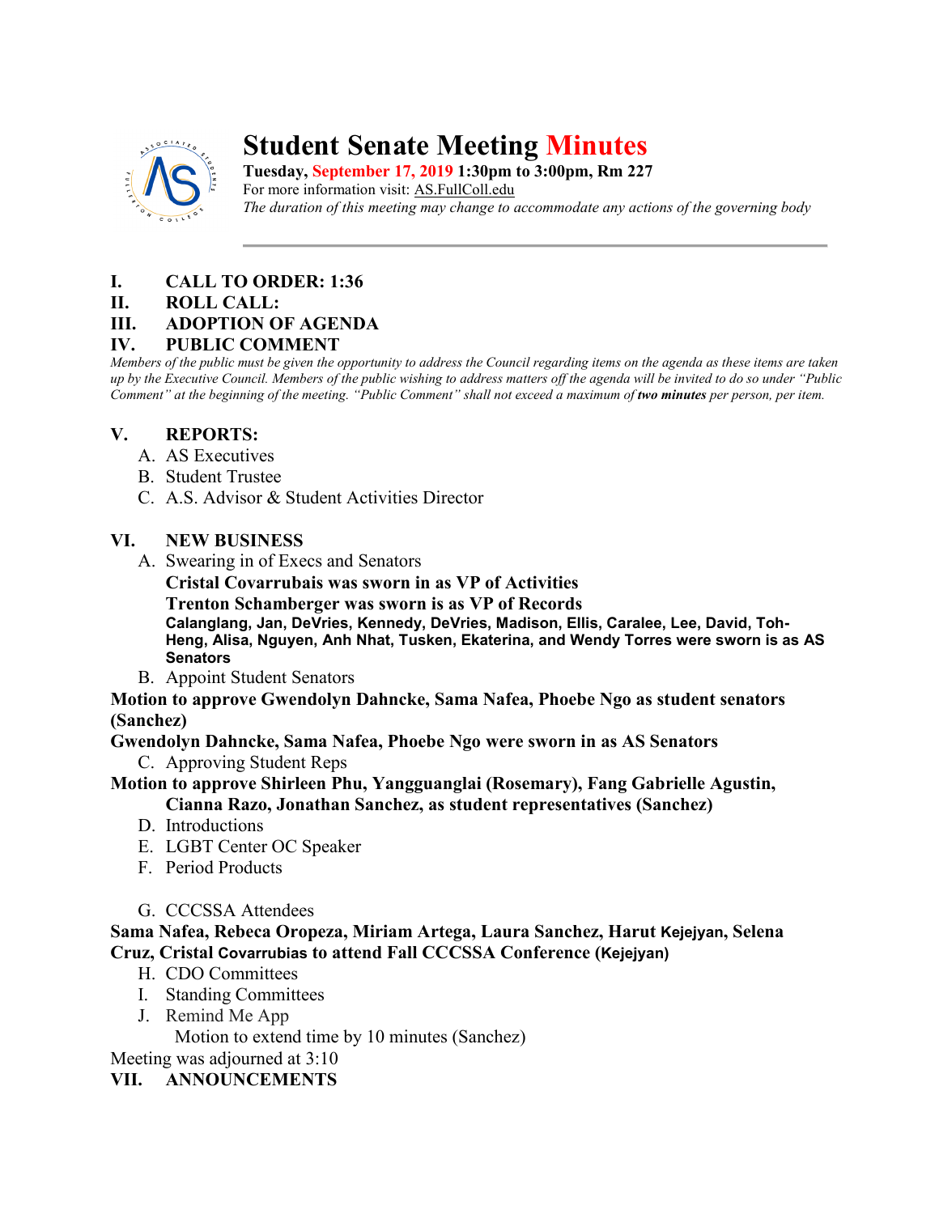# Student Senate Meeting Minutes

**Tuesday, September 17, 2019 1:30pm to 3:00pm, Rm 227**
For more information visit: AS.FullColl.edu
*The duration of this meeting may change to accommodate any actions of the governing body*

---

**I. CALL TO ORDER: 1:36**

**II. ROLL CALL:**

**III. ADOPTION OF AGENDA**

**IV. PUBLIC COMMENT**

*Members of the public must be given the opportunity to address the Council regarding items on the agenda as these items are taken up by the Executive Council. Members of the public wishing to address matters off the agenda will be invited to do so under "Public Comment" at the beginning of the meeting. "Public Comment" shall not exceed a maximum of* ***two minutes*** *per person, per item.*

**V. REPORTS:**

A. AS Executives
B. Student Trustee
C. A.S. Advisor & Student Activities Director

**VI. NEW BUSINESS**

A. Swearing in of Execs and Senators
**Cristal Covarrubais was sworn in as VP of Activities**
**Trenton Schamberger was sworn is as VP of Records**
**Calanglang, Jan, DeVries, Kennedy, DeVries, Madison, Ellis, Caralee, Lee, David, Toh-Heng, Alisa, Nguyen, Anh Nhat, Tusken, Ekaterina, and Wendy Torres were sworn is as AS Senators**

B. Appoint Student Senators

**Motion to approve Gwendolyn Dahncke, Sama Nafea, Phoebe Ngo as student senators (Sanchez)**

**Gwendolyn Dahncke, Sama Nafea, Phoebe Ngo were sworn in as AS Senators**

C. Approving Student Reps

**Motion to approve Shirleen Phu, Yangguanglai (Rosemary), Fang Gabrielle Agustin, Cianna Razo, Jonathan Sanchez, as student representatives (Sanchez)**

D. Introductions
E. LGBT Center OC Speaker
F. Period Products

G. CCCSSA Attendees

**Sama Nafea, Rebeca Oropeza, Miriam Artega, Laura Sanchez, Harut Kejejyan, Selena Cruz, Cristal Covarrubias to attend Fall CCCSSA Conference (Kejejyan)**

H. CDO Committees
I. Standing Committees
J. Remind Me App
Motion to extend time by 10 minutes (Sanchez)

Meeting was adjourned at 3:10

**VII. ANNOUNCEMENTS**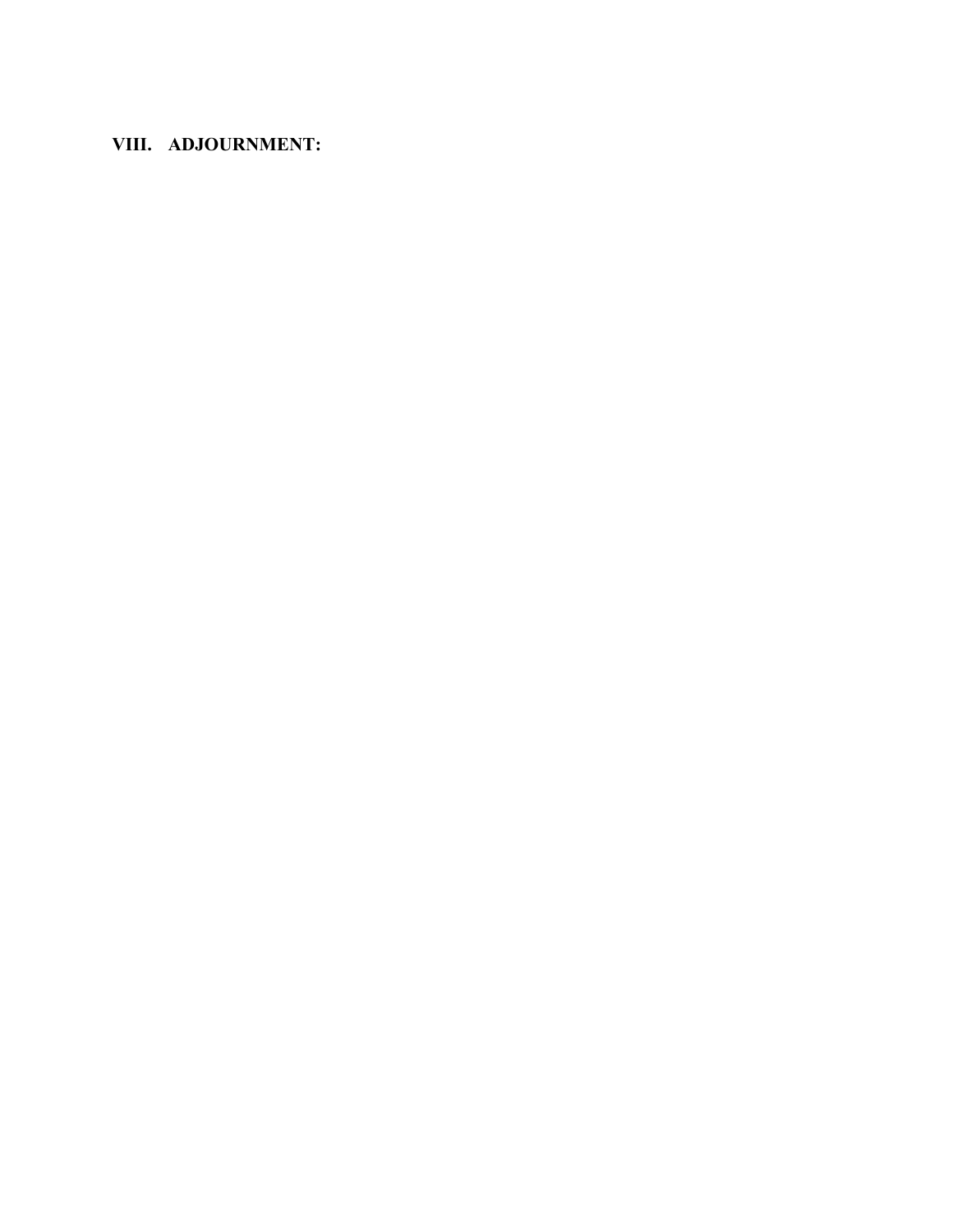## VIII. ADJOURNMENT: